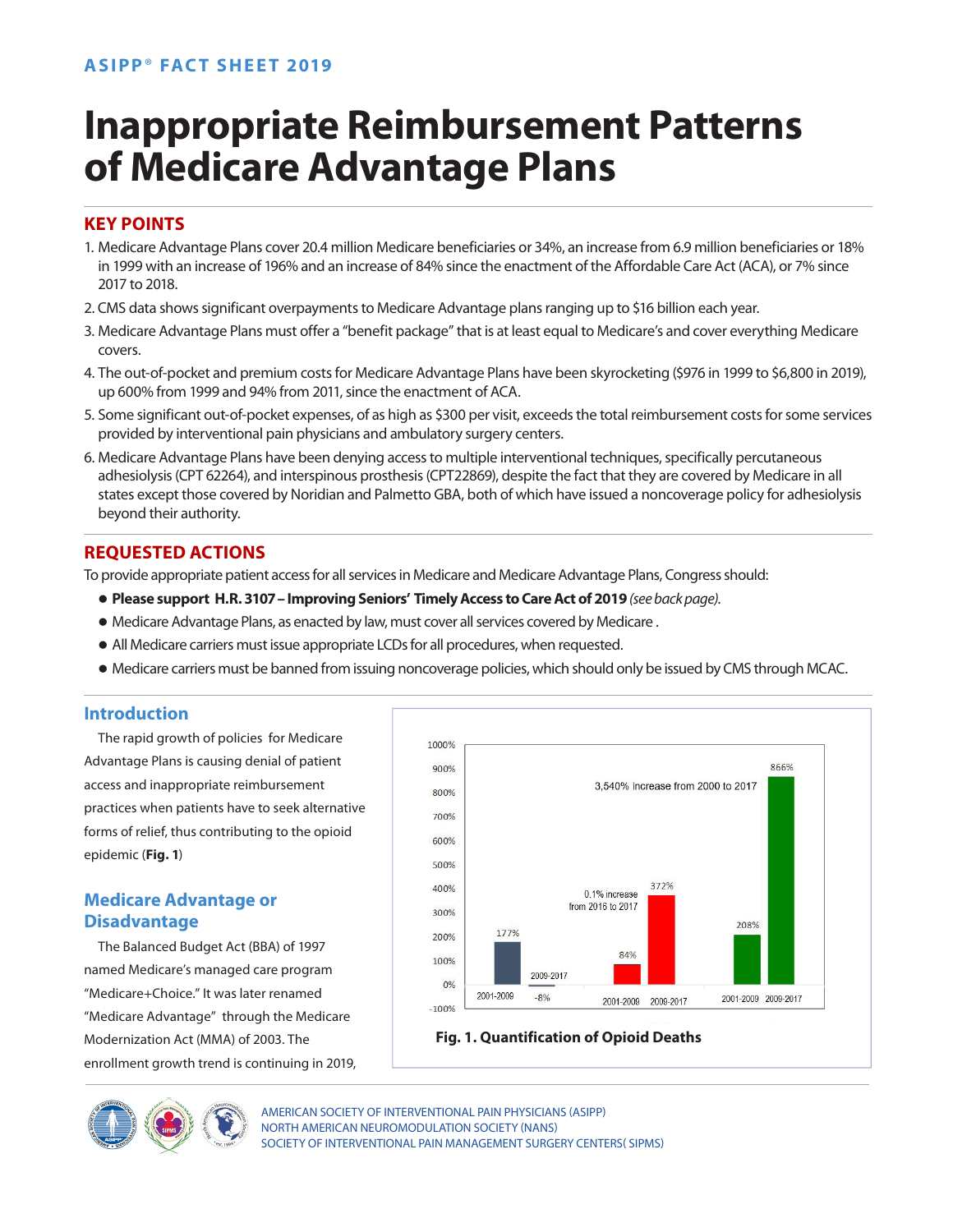ASIPP® FACT SHEET 2019

# Inappropriate Reimbursement Patterns of Medicare Advantage Plans

## KEY POINTS

1. Medicare Advantage Plans cover 20.4 million Medicare beneficiaries or 34%, an increase from 6.9 million beneficiaries or 18% in 1999 with an increase of 196% and an increase of 84% since the enactment of the Affordable Care Act (ACA), or 7% since 2017 to 2018.
2. CMS data shows significant overpayments to Medicare Advantage plans ranging up to $16 billion each year.
3. Medicare Advantage Plans must offer a "benefit package" that is at least equal to Medicare's and cover everything Medicare covers.
4. The out-of-pocket and premium costs for Medicare Advantage Plans have been skyrocketing ($976 in 1999 to $6,800 in 2019), up 600% from 1999 and 94% from 2011, since the enactment of ACA.
5. Some significant out-of-pocket expenses, of as high as $300 per visit, exceeds the total reimbursement costs for some services provided by interventional pain physicians and ambulatory surgery centers.
6. Medicare Advantage Plans have been denying access to multiple interventional techniques, specifically percutaneous adhesiolysis (CPT 62264), and interspinous prosthesis (CPT22869), despite the fact that they are covered by Medicare in all states except those covered by Noridian and Palmetto GBA, both of which have issued a noncoverage policy for adhesiolysis beyond their authority.

## REQUESTED ACTIONS

To provide appropriate patient access for all services in Medicare and Medicare Advantage Plans, Congress should:

- **Please support H.R. 3107 – Improving Seniors' Timely Access to Care Act of 2019** *(see back page)*.
- Medicare Advantage Plans, as enacted by law, must cover all services covered by Medicare .
- All Medicare carriers must issue appropriate LCDs for all procedures, when requested.
- Medicare carriers must be banned from issuing noncoverage policies, which should only be issued by CMS through MCAC.

## Introduction

The rapid growth of policies for Medicare Advantage Plans is causing denial of patient access and inappropriate reimbursement practices when patients have to seek alternative forms of relief, thus contributing to the opioid epidemic (**Fig. 1**)

## Medicare Advantage or Disadvantage

The Balanced Budget Act (BBA) of 1997 named Medicare's managed care program "Medicare+Choice." It was later renamed "Medicare Advantage" through the Medicare Modernization Act (MMA) of 2003. The enrollment growth trend is continuing in 2019,

| Period | Value |
|---|---|
| 2001-2009 | 177% |
| 2009-2017 | -8% |
| 2001-2009 | 84% |
| 2009-2017 | 372% |
| 2001-2009 | 208% |
| 2009-2017 | 866% |

0.1% increase from 2016 to 2017

3,540% increase from 2000 to 2017

**Fig. 1. Quantification of Opioid Deaths**

AMERICAN SOCIETY OF INTERVENTIONAL PAIN PHYSICIANS (ASIPP)
NORTH AMERICAN NEUROMODULATION SOCIETY (NANS)
SOCIETY OF INTERVENTIONAL PAIN MANAGEMENT SURGERY CENTERS( SIPMS)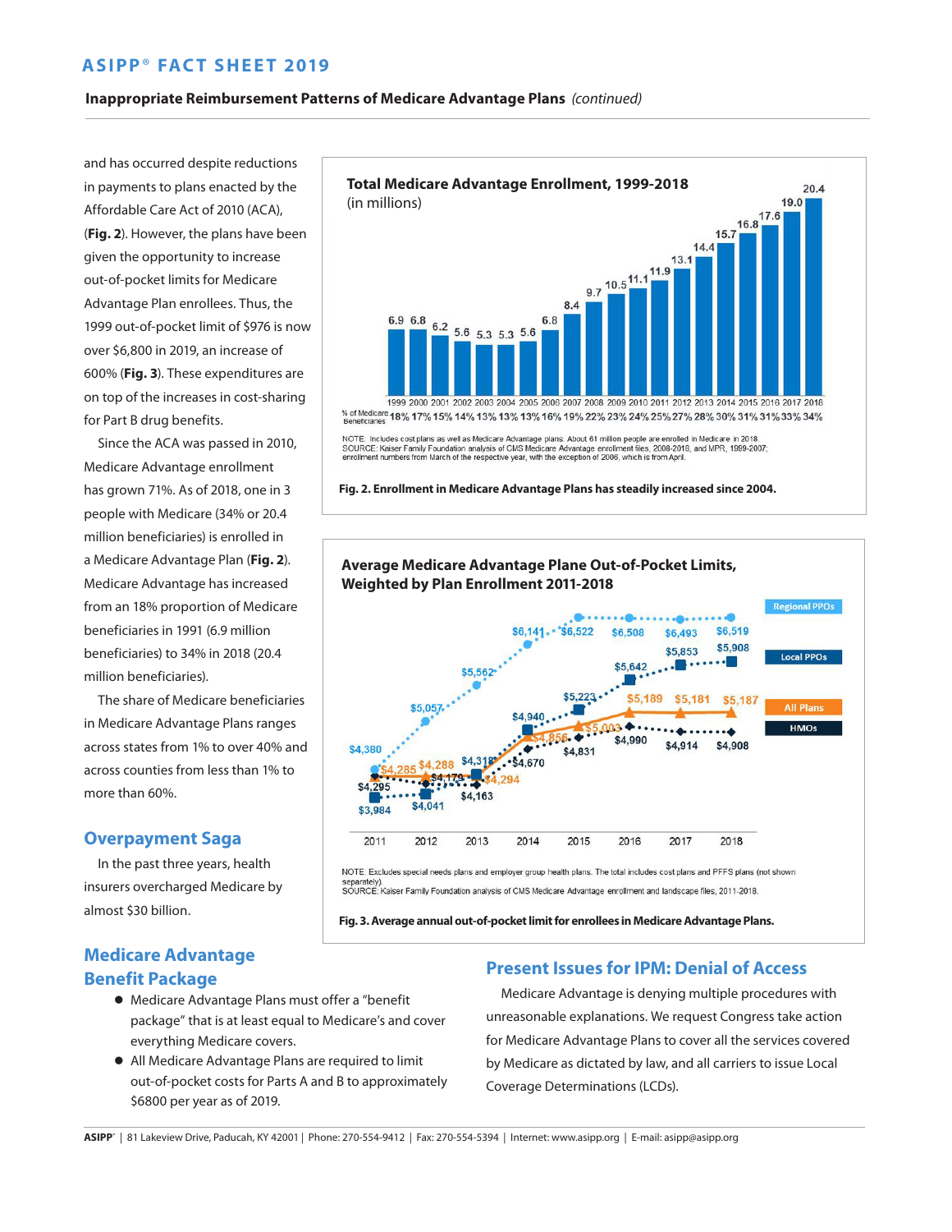## Inappropriate Reimbursement Patterns of Medicare Advantage Plans *(continued)*

and has occurred despite reductions in payments to plans enacted by the Affordable Care Act of 2010 (ACA), (**Fig. 2**). However, the plans have been given the opportunity to increase out-of-pocket limits for Medicare Advantage Plan enrollees. Thus, the 1999 out-of-pocket limit of $976 is now over $6,800 in 2019, an increase of 600% (**Fig. 3**). These expenditures are on top of the increases in cost-sharing for Part B drug benefits.

Since the ACA was passed in 2010, Medicare Advantage enrollment has grown 71%. As of 2018, one in 3 people with Medicare (34% or 20.4 million beneficiaries) is enrolled in a Medicare Advantage Plan (**Fig. 2**). Medicare Advantage has increased from an 18% proportion of Medicare beneficiaries in 1991 (6.9 million beneficiaries) to 34% in 2018 (20.4 million beneficiaries).

The share of Medicare beneficiaries in Medicare Advantage Plans ranges across states from 1% to over 40% and across counties from less than 1% to more than 60%.

**Total Medicare Advantage Enrollment, 1999-2018**
(in millions)

| Year | 1999 | 2000 | 2001 | 2002 | 2003 | 2004 | 2005 | 2006 | 2007 | 2008 | 2009 | 2010 | 2011 | 2012 | 2013 | 2014 | 2015 | 2016 | 2017 | 2018 |
|---|---|---|---|---|---|---|---|---|---|---|---|---|---|---|---|---|---|---|---|---|
| Enrollment | 6.9 | 6.8 | 6.2 | 5.6 | 5.3 | 5.3 | 5.6 | 6.8 | 8.4 | 9.7 | 10.5 | 11.1 | 11.9 | 13.1 | 14.4 | 15.7 | 16.8 | 17.6 | 19.0 | 20.4 |
| % of Medicare Beneficiaries | 18% | 17% | 15% | 14% | 13% | 13% | 13% | 16% | 19% | 22% | 23% | 24% | 25% | 27% | 28% | 30% | 31% | 31% | 33% | 34% |

NOTE: Includes cost plans as well as Medicare Advantage plans. About 61 million people are enrolled in Medicare in 2018.
SOURCE: Kaiser Family Foundation analysis of CMS Medicare Advantage enrollment files, 2008-2018, and MPR, 1999-2007; enrollment numbers from March of the respective year, with the exception of 2006, which is from April.

**Fig. 2. Enrollment in Medicare Advantage Plans has steadily increased since 2004.**

**Average Medicare Advantage Plane Out-of-Pocket Limits, Weighted by Plan Enrollment 2011-2018**

| | 2011 | 2012 | 2013 | 2014 | 2015 | 2016 | 2017 | 2018 |
|---|---|---|---|---|---|---|---|---|
| Regional PPOs | $4,380 | $5,057 | $5,562 | $6,141 | $6,522 | $6,508 | $6,493 | $6,519 |
| Local PPOs | $3,984 | $4,041 | $4,318 | $4,940 | $5,223 | $5,642 | $5,853 | $5,908 |
| All Plans | $4,285 | $4,288 | $4,294 | $4,856 | $5,003 | $5,189 | $5,181 | $5,187 |
| HMOs | $4,295 | $4,179 | $4,163 | $4,670 | $4,831 | $4,990 | $4,914 | $4,908 |

NOTE: Excludes special needs plans and employer group health plans. The total includes cost plans and PFFS plans (not shown separately).
SOURCE: Kaiser Family Foundation analysis of CMS Medicare Advantage enrollment and landscape files, 2011-2018.

**Fig. 3. Average annual out-of-pocket limit for enrollees in Medicare Advantage Plans.**

## Overpayment Saga

In the past three years, health insurers overcharged Medicare by almost $30 billion.

## Medicare Advantage Benefit Package

- Medicare Advantage Plans must offer a "benefit package" that is at least equal to Medicare's and cover everything Medicare covers.
- All Medicare Advantage Plans are required to limit out-of-pocket costs for Parts A and B to approximately $6800 per year as of 2019.

## Present Issues for IPM: Denial of Access

Medicare Advantage is denying multiple procedures with unreasonable explanations. We request Congress take action for Medicare Advantage Plans to cover all the services covered by Medicare as dictated by law, and all carriers to issue Local Coverage Determinations (LCDs).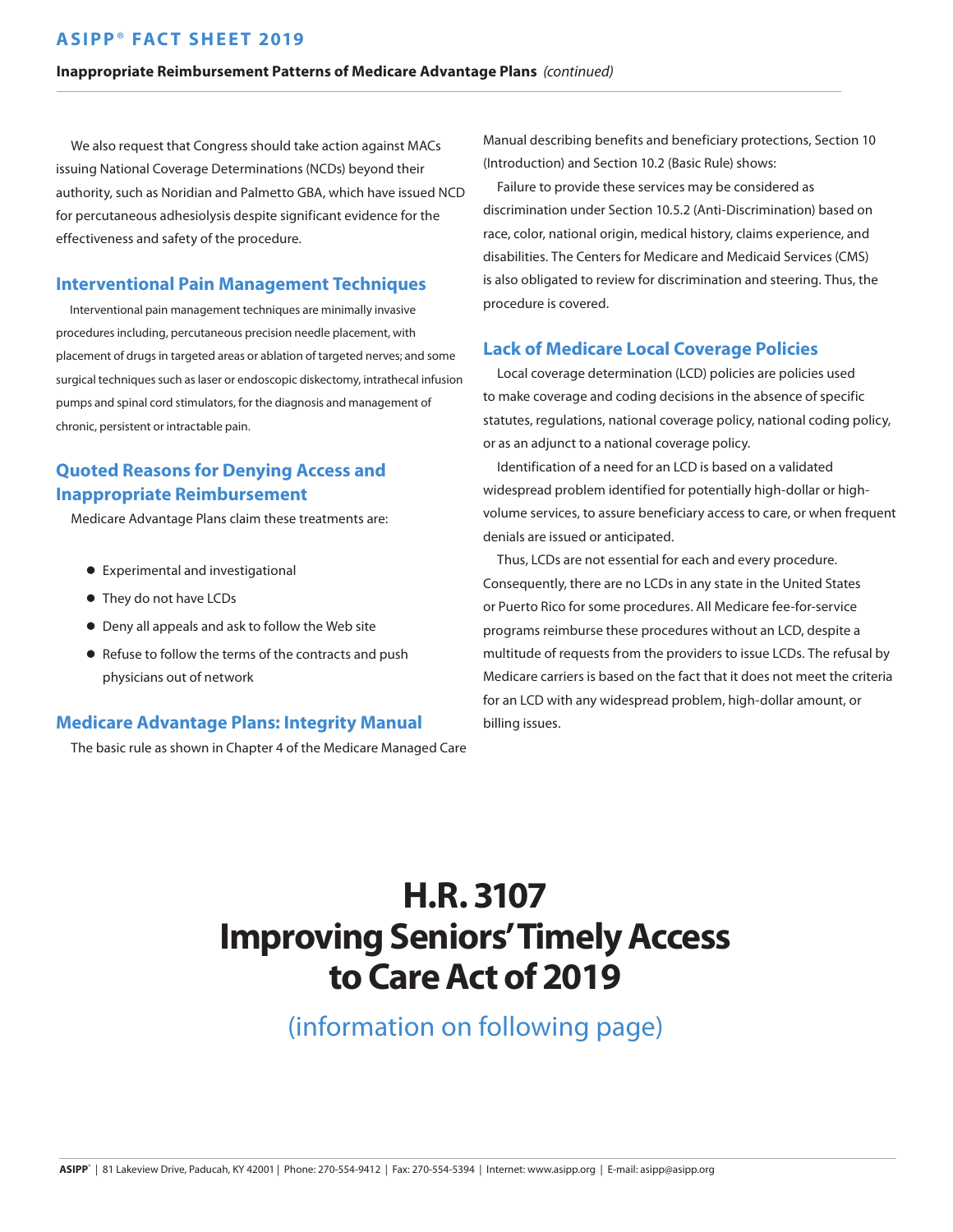We also request that Congress should take action against MACs issuing National Coverage Determinations (NCDs) beyond their authority, such as Noridian and Palmetto GBA, which have issued NCD for percutaneous adhesiolysis despite significant evidence for the effectiveness and safety of the procedure.

## Interventional Pain Management Techniques

Interventional pain management techniques are minimally invasive procedures including, percutaneous precision needle placement, with placement of drugs in targeted areas or ablation of targeted nerves; and some surgical techniques such as laser or endoscopic diskectomy, intrathecal infusion pumps and spinal cord stimulators, for the diagnosis and management of chronic, persistent or intractable pain.

## Quoted Reasons for Denying Access and Inappropriate Reimbursement

Medicare Advantage Plans claim these treatments are:

- Experimental and investigational
- They do not have LCDs
- Deny all appeals and ask to follow the Web site
- Refuse to follow the terms of the contracts and push physicians out of network

## Medicare Advantage Plans: Integrity Manual

The basic rule as shown in Chapter 4 of the Medicare Managed Care Manual describing benefits and beneficiary protections, Section 10 (Introduction) and Section 10.2 (Basic Rule) shows:

Failure to provide these services may be considered as discrimination under Section 10.5.2 (Anti-Discrimination) based on race, color, national origin, medical history, claims experience, and disabilities. The Centers for Medicare and Medicaid Services (CMS) is also obligated to review for discrimination and steering. Thus, the procedure is covered.

## Lack of Medicare Local Coverage Policies

Local coverage determination (LCD) policies are policies used to make coverage and coding decisions in the absence of specific statutes, regulations, national coverage policy, national coding policy, or as an adjunct to a national coverage policy.

Identification of a need for an LCD is based on a validated widespread problem identified for potentially high-dollar or high-volume services, to assure beneficiary access to care, or when frequent denials are issued or anticipated.

Thus, LCDs are not essential for each and every procedure. Consequently, there are no LCDs in any state in the United States or Puerto Rico for some procedures. All Medicare fee-for-service programs reimburse these procedures without an LCD, despite a multitude of requests from the providers to issue LCDs. The refusal by Medicare carriers is based on the fact that it does not meet the criteria for an LCD with any widespread problem, high-dollar amount, or billing issues.

# H.R. 3107 Improving Seniors' Timely Access to Care Act of 2019

(information on following page)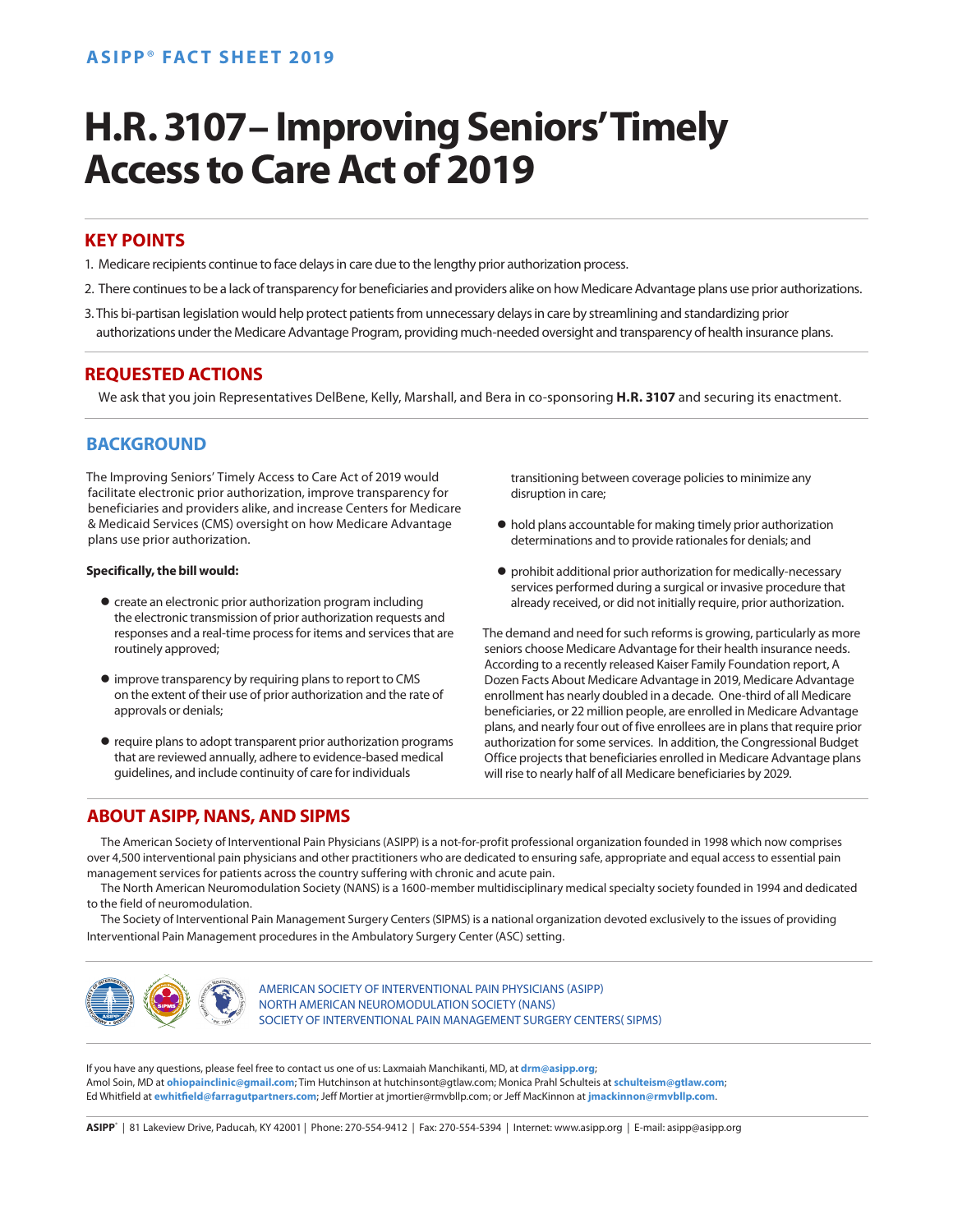ASIPP® FACT SHEET 2019

# H.R. 3107 – Improving Seniors' Timely Access to Care Act of 2019

## KEY POINTS

1. Medicare recipients continue to face delays in care due to the lengthy prior authorization process.
2. There continues to be a lack of transparency for beneficiaries and providers alike on how Medicare Advantage plans use prior authorizations.
3. This bi-partisan legislation would help protect patients from unnecessary delays in care by streamlining and standardizing prior authorizations under the Medicare Advantage Program, providing much-needed oversight and transparency of health insurance plans.

## REQUESTED ACTIONS

We ask that you join Representatives DelBene, Kelly, Marshall, and Bera in co-sponsoring **H.R. 3107** and securing its enactment.

## BACKGROUND

The Improving Seniors' Timely Access to Care Act of 2019 would facilitate electronic prior authorization, improve transparency for beneficiaries and providers alike, and increase Centers for Medicare & Medicaid Services (CMS) oversight on how Medicare Advantage plans use prior authorization.

**Specifically, the bill would:**

- create an electronic prior authorization program including the electronic transmission of prior authorization requests and responses and a real-time process for items and services that are routinely approved;
- improve transparency by requiring plans to report to CMS on the extent of their use of prior authorization and the rate of approvals or denials;
- require plans to adopt transparent prior authorization programs that are reviewed annually, adhere to evidence-based medical guidelines, and include continuity of care for individuals transitioning between coverage policies to minimize any disruption in care;
- hold plans accountable for making timely prior authorization determinations and to provide rationales for denials; and
- prohibit additional prior authorization for medically-necessary services performed during a surgical or invasive procedure that already received, or did not initially require, prior authorization.

The demand and need for such reforms is growing, particularly as more seniors choose Medicare Advantage for their health insurance needs. According to a recently released Kaiser Family Foundation report, A Dozen Facts About Medicare Advantage in 2019, Medicare Advantage enrollment has nearly doubled in a decade. One-third of all Medicare beneficiaries, or 22 million people, are enrolled in Medicare Advantage plans, and nearly four out of five enrollees are in plans that require prior authorization for some services. In addition, the Congressional Budget Office projects that beneficiaries enrolled in Medicare Advantage plans will rise to nearly half of all Medicare beneficiaries by 2029.

## ABOUT ASIPP, NANS, AND SIPMS

The American Society of Interventional Pain Physicians (ASIPP) is a not-for-profit professional organization founded in 1998 which now comprises over 4,500 interventional pain physicians and other practitioners who are dedicated to ensuring safe, appropriate and equal access to essential pain management services for patients across the country suffering with chronic and acute pain.

The North American Neuromodulation Society (NANS) is a 1600-member multidisciplinary medical specialty society founded in 1994 and dedicated to the field of neuromodulation.

The Society of Interventional Pain Management Surgery Centers (SIPMS) is a national organization devoted exclusively to the issues of providing Interventional Pain Management procedures in the Ambulatory Surgery Center (ASC) setting.

AMERICAN SOCIETY OF INTERVENTIONAL PAIN PHYSICIANS (ASIPP)
NORTH AMERICAN NEUROMODULATION SOCIETY (NANS)
SOCIETY OF INTERVENTIONAL PAIN MANAGEMENT SURGERY CENTERS( SIPMS)

If you have any questions, please feel free to contact us one of us: Laxmaiah Manchikanti, MD, at **drm@asipp.org**;
Amol Soin, MD at **ohiopainclinic@gmail.com**; Tim Hutchinson at hutchinsont@gtlaw.com; Monica Prahl Schulteis at **schulteism@gtlaw.com**;
Ed Whitfield at **ewhitfield@farragutpartners.com**; Jeff Mortier at jmortier@rmvbllp.com; or Jeff MacKinnon at **jmackinnon@rmvbllp.com**.

ASIPP® | 81 Lakeview Drive, Paducah, KY 42001 | Phone: 270-554-9412 | Fax: 270-554-5394 | Internet: www.asipp.org | E-mail: asipp@asipp.org